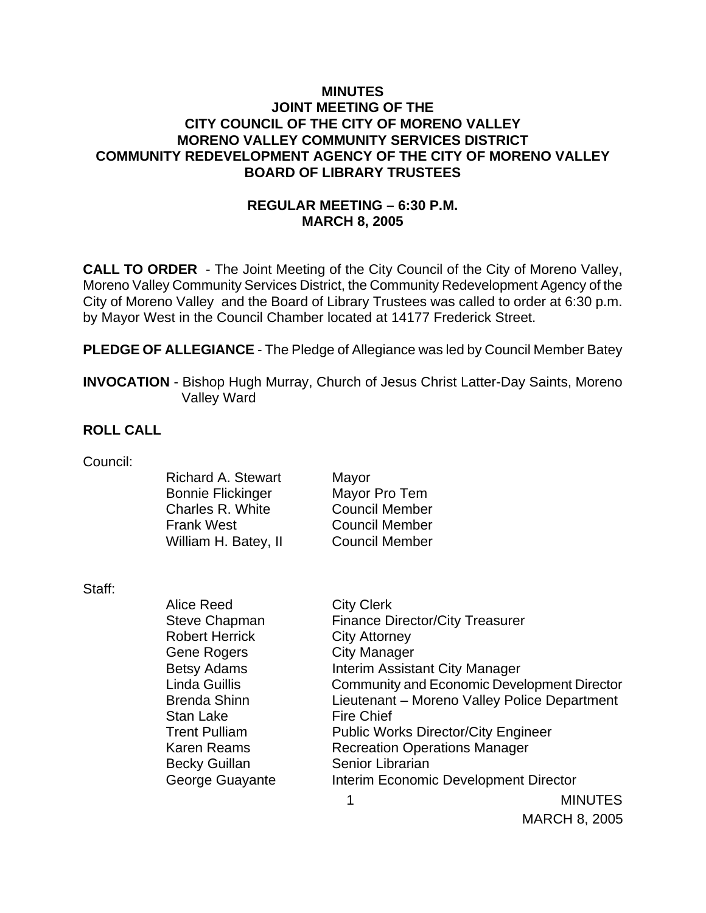# MINUTES
# JOINT MEETING OF THE
# CITY COUNCIL OF THE CITY OF MORENO VALLEY
# MORENO VALLEY COMMUNITY SERVICES DISTRICT
# COMMUNITY REDEVELOPMENT AGENCY OF THE CITY OF MORENO VALLEY
# BOARD OF LIBRARY TRUSTEES

## REGULAR MEETING – 6:30 P.M.
## MARCH 8, 2005

**CALL TO ORDER** - The Joint Meeting of the City Council of the City of Moreno Valley, Moreno Valley Community Services District, the Community Redevelopment Agency of the City of Moreno Valley and the Board of Library Trustees was called to order at 6:30 p.m. by Mayor West in the Council Chamber located at 14177 Frederick Street.

**PLEDGE OF ALLEGIANCE** - The Pledge of Allegiance was led by Council Member Batey

**INVOCATION** - Bishop Hugh Murray, Church of Jesus Christ Latter-Day Saints, Moreno Valley Ward

**ROLL CALL**

Council:

| | |
|---|---|
| Richard A. Stewart | Mayor |
| Bonnie Flickinger | Mayor Pro Tem |
| Charles R. White | Council Member |
| Frank West | Council Member |
| William H. Batey, II | Council Member |

Staff:

| | |
|---|---|
| Alice Reed | City Clerk |
| Steve Chapman | Finance Director/City Treasurer |
| Robert Herrick | City Attorney |
| Gene Rogers | City Manager |
| Betsy Adams | Interim Assistant City Manager |
| Linda Guillis | Community and Economic Development Director |
| Brenda Shinn | Lieutenant – Moreno Valley Police Department |
| Stan Lake | Fire Chief |
| Trent Pulliam | Public Works Director/City Engineer |
| Karen Reams | Recreation Operations Manager |
| Becky Guillan | Senior Librarian |
| George Guayante | Interim Economic Development Director |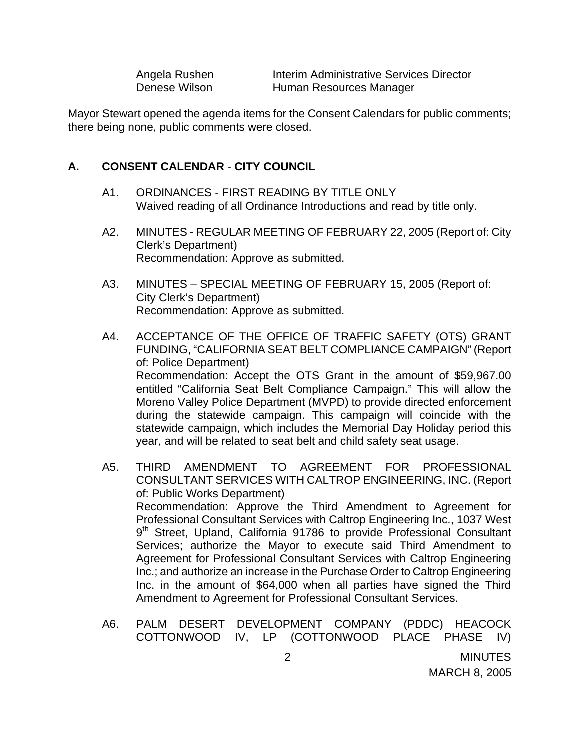| | |
|---|---|
| Angela Rushen | Interim Administrative Services Director |
| Denese Wilson | Human Resources Manager |

Mayor Stewart opened the agenda items for the Consent Calendars for public comments; there being none, public comments were closed.

## A. CONSENT CALENDAR - CITY COUNCIL

A1. ORDINANCES - FIRST READING BY TITLE ONLY
Waived reading of all Ordinance Introductions and read by title only.

A2. MINUTES - REGULAR MEETING OF FEBRUARY 22, 2005 (Report of: City Clerk's Department)
Recommendation: Approve as submitted.

A3. MINUTES – SPECIAL MEETING OF FEBRUARY 15, 2005 (Report of: City Clerk's Department)
Recommendation: Approve as submitted.

A4. ACCEPTANCE OF THE OFFICE OF TRAFFIC SAFETY (OTS) GRANT FUNDING, "CALIFORNIA SEAT BELT COMPLIANCE CAMPAIGN" (Report of: Police Department)
Recommendation: Accept the OTS Grant in the amount of $59,967.00 entitled "California Seat Belt Compliance Campaign." This will allow the Moreno Valley Police Department (MVPD) to provide directed enforcement during the statewide campaign. This campaign will coincide with the statewide campaign, which includes the Memorial Day Holiday period this year, and will be related to seat belt and child safety seat usage.

A5. THIRD AMENDMENT TO AGREEMENT FOR PROFESSIONAL CONSULTANT SERVICES WITH CALTROP ENGINEERING, INC. (Report of: Public Works Department)
Recommendation: Approve the Third Amendment to Agreement for Professional Consultant Services with Caltrop Engineering Inc., 1037 West 9th Street, Upland, California 91786 to provide Professional Consultant Services; authorize the Mayor to execute said Third Amendment to Agreement for Professional Consultant Services with Caltrop Engineering Inc.; and authorize an increase in the Purchase Order to Caltrop Engineering Inc. in the amount of $64,000 when all parties have signed the Third Amendment to Agreement for Professional Consultant Services.

A6. PALM DESERT DEVELOPMENT COMPANY (PDDC) HEACOCK COTTONWOOD IV, LP (COTTONWOOD PLACE PHASE IV)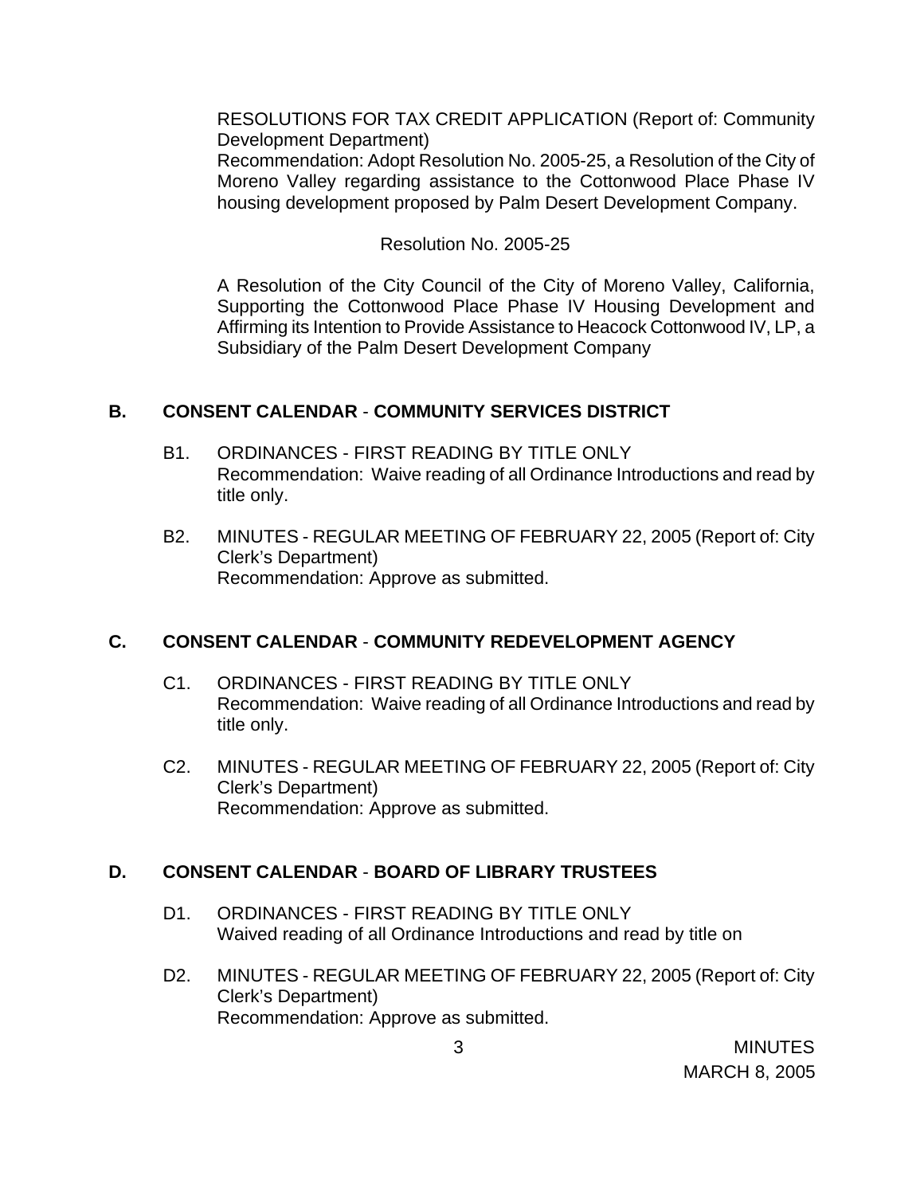RESOLUTIONS FOR TAX CREDIT APPLICATION (Report of: Community Development Department)
Recommendation: Adopt Resolution No. 2005-25, a Resolution of the City of Moreno Valley regarding assistance to the Cottonwood Place Phase IV housing development proposed by Palm Desert Development Company.

Resolution No. 2005-25

A Resolution of the City Council of the City of Moreno Valley, California, Supporting the Cottonwood Place Phase IV Housing Development and Affirming its Intention to Provide Assistance to Heacock Cottonwood IV, LP, a Subsidiary of the Palm Desert Development Company

## B. CONSENT CALENDAR - COMMUNITY SERVICES DISTRICT

B1. ORDINANCES - FIRST READING BY TITLE ONLY
Recommendation: Waive reading of all Ordinance Introductions and read by title only.

B2. MINUTES - REGULAR MEETING OF FEBRUARY 22, 2005 (Report of: City Clerk's Department)
Recommendation: Approve as submitted.

## C. CONSENT CALENDAR - COMMUNITY REDEVELOPMENT AGENCY

C1. ORDINANCES - FIRST READING BY TITLE ONLY
Recommendation: Waive reading of all Ordinance Introductions and read by title only.

C2. MINUTES - REGULAR MEETING OF FEBRUARY 22, 2005 (Report of: City Clerk's Department)
Recommendation: Approve as submitted.

## D. CONSENT CALENDAR - BOARD OF LIBRARY TRUSTEES

D1. ORDINANCES - FIRST READING BY TITLE ONLY
Waived reading of all Ordinance Introductions and read by title on

D2. MINUTES - REGULAR MEETING OF FEBRUARY 22, 2005 (Report of: City Clerk's Department)
Recommendation: Approve as submitted.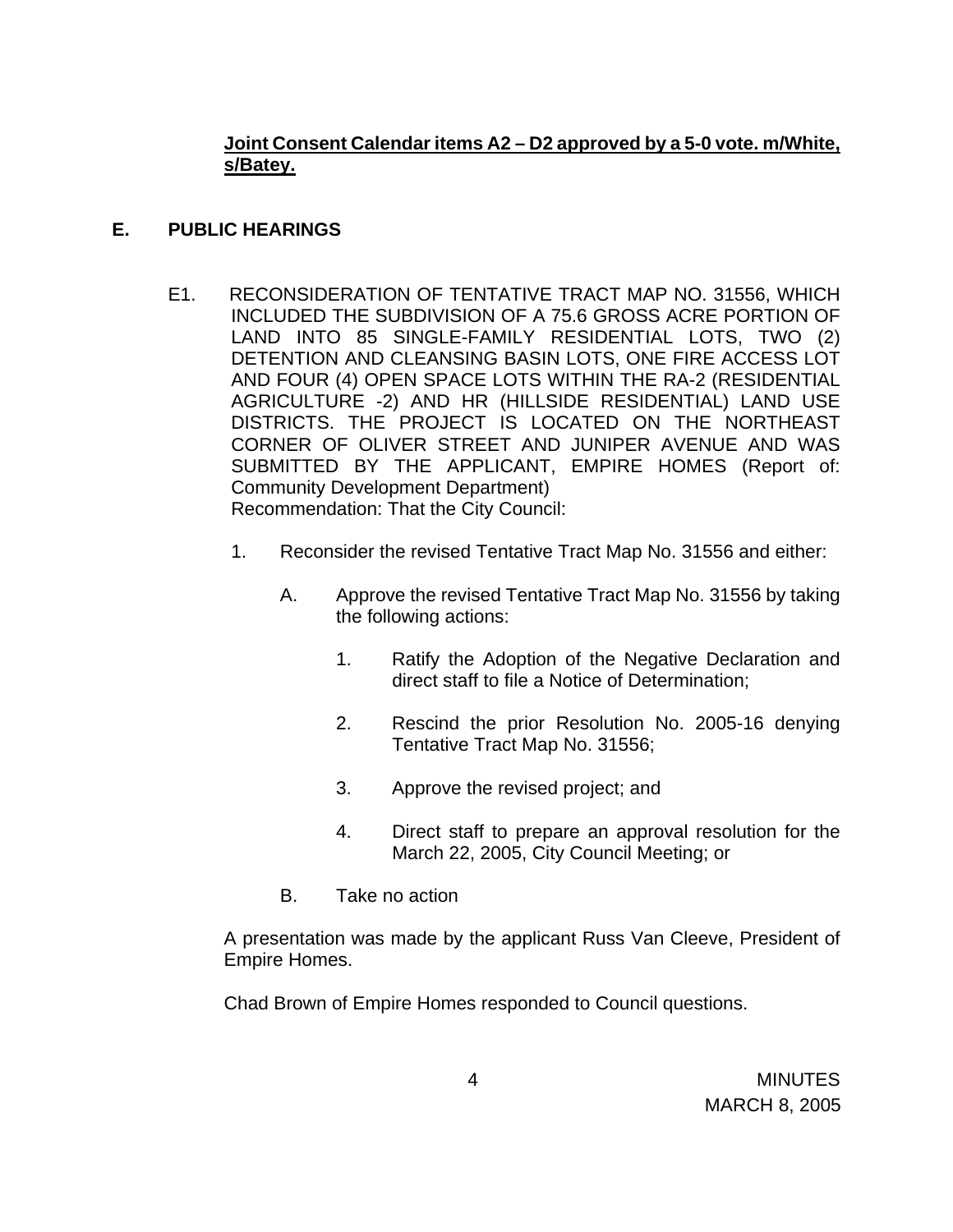**Joint Consent Calendar items A2 – D2 approved by a 5-0 vote. m/White, s/Batey.**

## E. PUBLIC HEARINGS

E1. RECONSIDERATION OF TENTATIVE TRACT MAP NO. 31556, WHICH INCLUDED THE SUBDIVISION OF A 75.6 GROSS ACRE PORTION OF LAND INTO 85 SINGLE-FAMILY RESIDENTIAL LOTS, TWO (2) DETENTION AND CLEANSING BASIN LOTS, ONE FIRE ACCESS LOT AND FOUR (4) OPEN SPACE LOTS WITHIN THE RA-2 (RESIDENTIAL AGRICULTURE -2) AND HR (HILLSIDE RESIDENTIAL) LAND USE DISTRICTS. THE PROJECT IS LOCATED ON THE NORTHEAST CORNER OF OLIVER STREET AND JUNIPER AVENUE AND WAS SUBMITTED BY THE APPLICANT, EMPIRE HOMES (Report of: Community Development Department)
Recommendation: That the City Council:

1. Reconsider the revised Tentative Tract Map No. 31556 and either:

   A. Approve the revised Tentative Tract Map No. 31556 by taking the following actions:

      1. Ratify the Adoption of the Negative Declaration and direct staff to file a Notice of Determination;

      2. Rescind the prior Resolution No. 2005-16 denying Tentative Tract Map No. 31556;

      3. Approve the revised project; and

      4. Direct staff to prepare an approval resolution for the March 22, 2005, City Council Meeting; or

   B. Take no action

A presentation was made by the applicant Russ Van Cleeve, President of Empire Homes.

Chad Brown of Empire Homes responded to Council questions.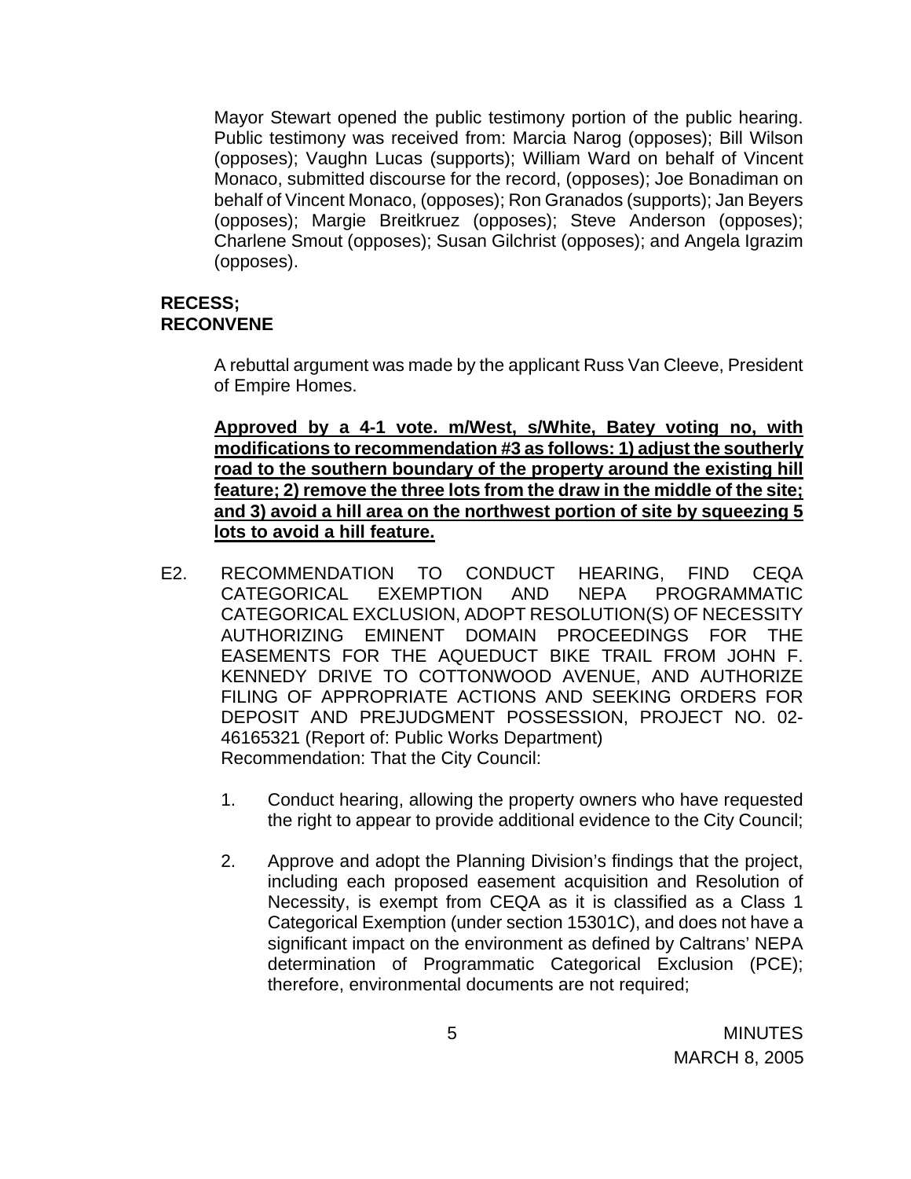Mayor Stewart opened the public testimony portion of the public hearing. Public testimony was received from: Marcia Narog (opposes); Bill Wilson (opposes); Vaughn Lucas (supports); William Ward on behalf of Vincent Monaco, submitted discourse for the record, (opposes); Joe Bonadiman on behalf of Vincent Monaco, (opposes); Ron Granados (supports); Jan Beyers (opposes); Margie Breitkruez (opposes); Steve Anderson (opposes); Charlene Smout (opposes); Susan Gilchrist (opposes); and Angela Igrazim (opposes).

**RECESS;**
**RECONVENE**

A rebuttal argument was made by the applicant Russ Van Cleeve, President of Empire Homes.

**Approved by a 4-1 vote. m/West, s/White, Batey voting no, with modifications to recommendation #3 as follows: 1) adjust the southerly road to the southern boundary of the property around the existing hill feature; 2) remove the three lots from the draw in the middle of the site; and 3) avoid a hill area on the northwest portion of site by squeezing 5 lots to avoid a hill feature.**

E2. RECOMMENDATION TO CONDUCT HEARING, FIND CEQA CATEGORICAL EXEMPTION AND NEPA PROGRAMMATIC CATEGORICAL EXCLUSION, ADOPT RESOLUTION(S) OF NECESSITY AUTHORIZING EMINENT DOMAIN PROCEEDINGS FOR THE EASEMENTS FOR THE AQUEDUCT BIKE TRAIL FROM JOHN F. KENNEDY DRIVE TO COTTONWOOD AVENUE, AND AUTHORIZE FILING OF APPROPRIATE ACTIONS AND SEEKING ORDERS FOR DEPOSIT AND PREJUDGMENT POSSESSION, PROJECT NO. 02-46165321 (Report of: Public Works Department)
Recommendation: That the City Council:

1. Conduct hearing, allowing the property owners who have requested the right to appear to provide additional evidence to the City Council;

2. Approve and adopt the Planning Division's findings that the project, including each proposed easement acquisition and Resolution of Necessity, is exempt from CEQA as it is classified as a Class 1 Categorical Exemption (under section 15301C), and does not have a significant impact on the environment as defined by Caltrans' NEPA determination of Programmatic Categorical Exclusion (PCE); therefore, environmental documents are not required;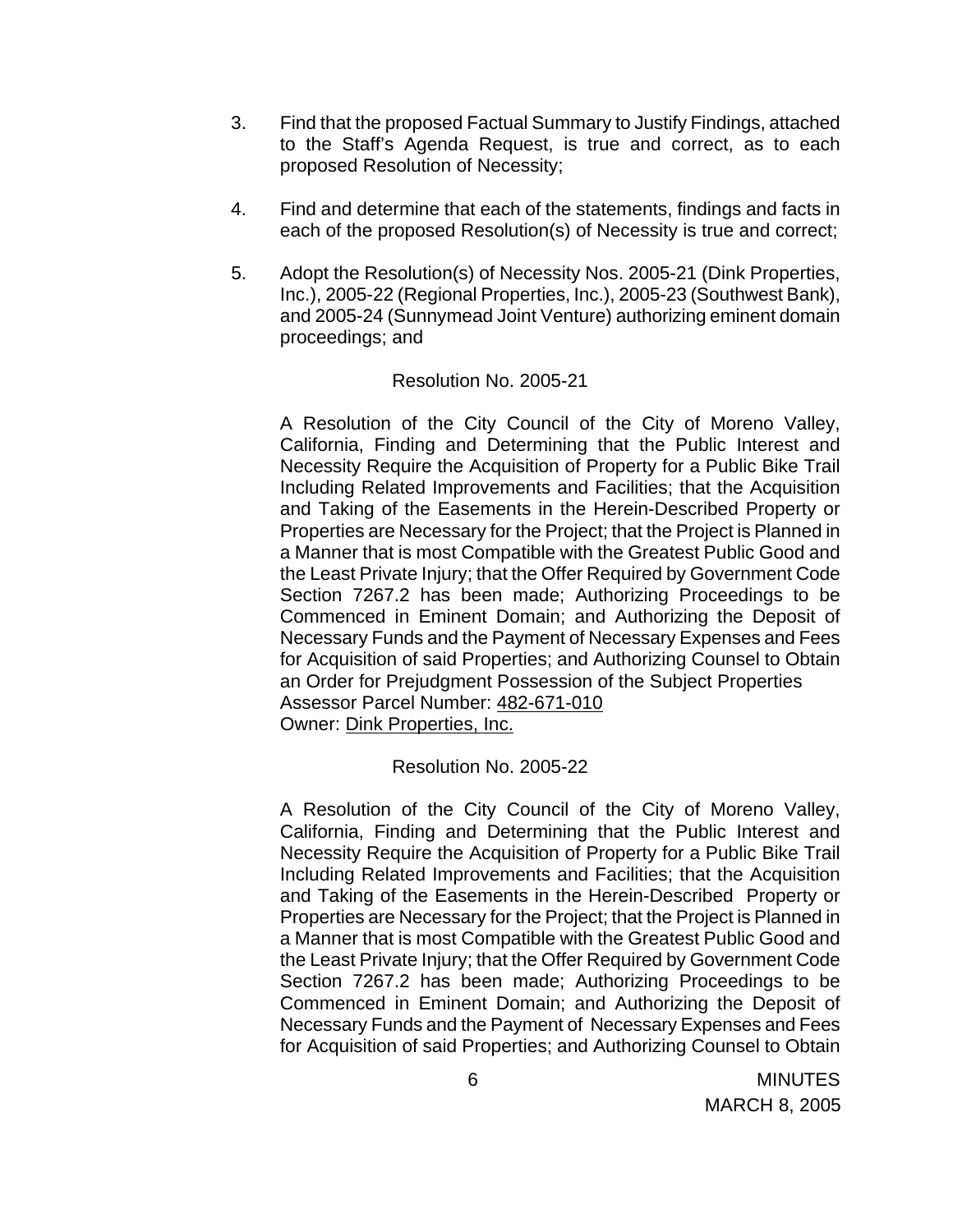3. Find that the proposed Factual Summary to Justify Findings, attached to the Staff's Agenda Request, is true and correct, as to each proposed Resolution of Necessity;

4. Find and determine that each of the statements, findings and facts in each of the proposed Resolution(s) of Necessity is true and correct;

5. Adopt the Resolution(s) of Necessity Nos. 2005-21 (Dink Properties, Inc.), 2005-22 (Regional Properties, Inc.), 2005-23 (Southwest Bank), and 2005-24 (Sunnymead Joint Venture) authorizing eminent domain proceedings; and

Resolution No. 2005-21

A Resolution of the City Council of the City of Moreno Valley, California, Finding and Determining that the Public Interest and Necessity Require the Acquisition of Property for a Public Bike Trail Including Related Improvements and Facilities; that the Acquisition and Taking of the Easements in the Herein-Described Property or Properties are Necessary for the Project; that the Project is Planned in a Manner that is most Compatible with the Greatest Public Good and the Least Private Injury; that the Offer Required by Government Code Section 7267.2 has been made; Authorizing Proceedings to be Commenced in Eminent Domain; and Authorizing the Deposit of Necessary Funds and the Payment of Necessary Expenses and Fees for Acquisition of said Properties; and Authorizing Counsel to Obtain an Order for Prejudgment Possession of the Subject Properties
Assessor Parcel Number: 482-671-010
Owner: Dink Properties, Inc.

Resolution No. 2005-22

A Resolution of the City Council of the City of Moreno Valley, California, Finding and Determining that the Public Interest and Necessity Require the Acquisition of Property for a Public Bike Trail Including Related Improvements and Facilities; that the Acquisition and Taking of the Easements in the Herein-Described Property or Properties are Necessary for the Project; that the Project is Planned in a Manner that is most Compatible with the Greatest Public Good and the Least Private Injury; that the Offer Required by Government Code Section 7267.2 has been made; Authorizing Proceedings to be Commenced in Eminent Domain; and Authorizing the Deposit of Necessary Funds and the Payment of Necessary Expenses and Fees for Acquisition of said Properties; and Authorizing Counsel to Obtain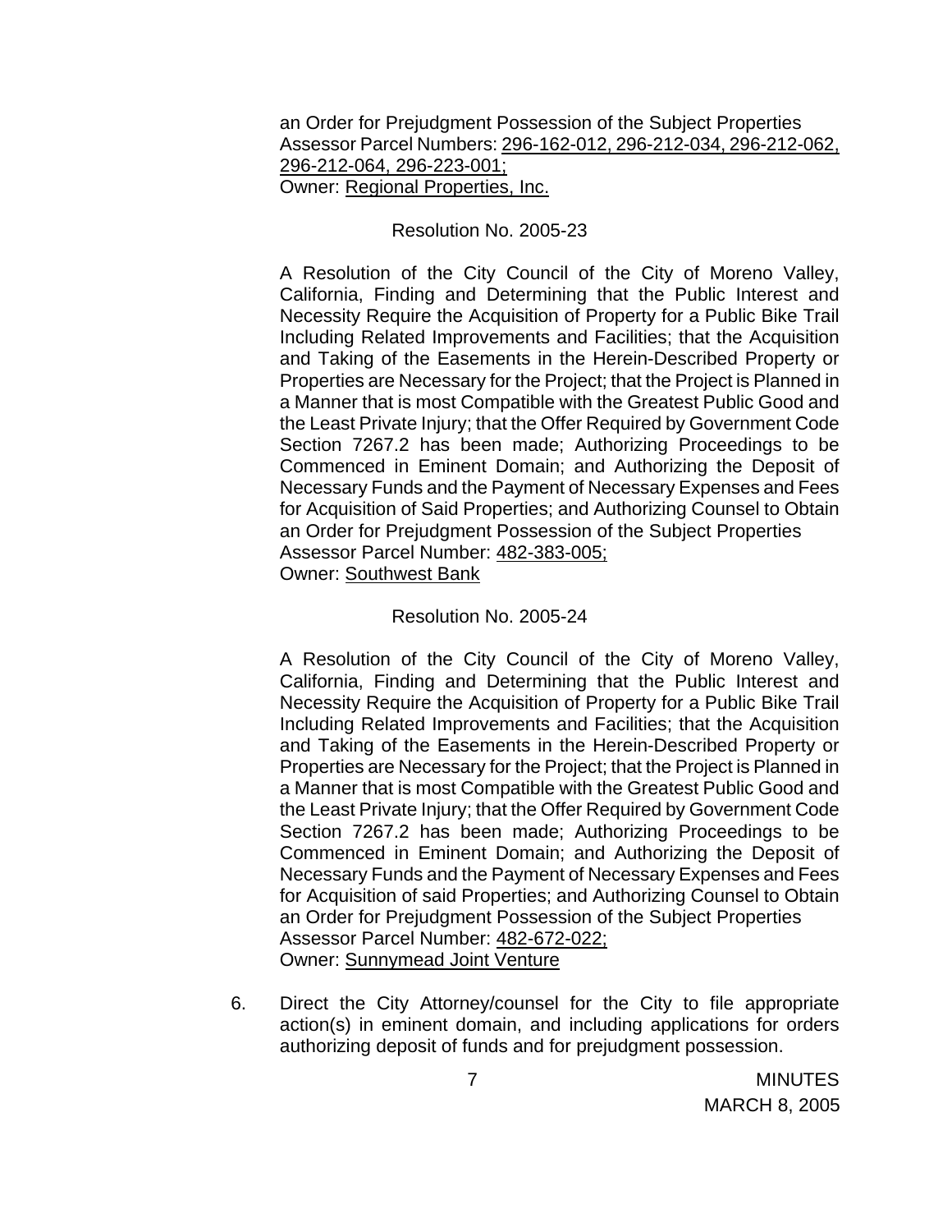an Order for Prejudgment Possession of the Subject Properties
Assessor Parcel Numbers: 296-162-012, 296-212-034, 296-212-062, 296-212-064, 296-223-001;
Owner: Regional Properties, Inc.

Resolution No. 2005-23

A Resolution of the City Council of the City of Moreno Valley, California, Finding and Determining that the Public Interest and Necessity Require the Acquisition of Property for a Public Bike Trail Including Related Improvements and Facilities; that the Acquisition and Taking of the Easements in the Herein-Described Property or Properties are Necessary for the Project; that the Project is Planned in a Manner that is most Compatible with the Greatest Public Good and the Least Private Injury; that the Offer Required by Government Code Section 7267.2 has been made; Authorizing Proceedings to be Commenced in Eminent Domain; and Authorizing the Deposit of Necessary Funds and the Payment of Necessary Expenses and Fees for Acquisition of Said Properties; and Authorizing Counsel to Obtain an Order for Prejudgment Possession of the Subject Properties
Assessor Parcel Number: 482-383-005;
Owner: Southwest Bank

Resolution No. 2005-24

A Resolution of the City Council of the City of Moreno Valley, California, Finding and Determining that the Public Interest and Necessity Require the Acquisition of Property for a Public Bike Trail Including Related Improvements and Facilities; that the Acquisition and Taking of the Easements in the Herein-Described Property or Properties are Necessary for the Project; that the Project is Planned in a Manner that is most Compatible with the Greatest Public Good and the Least Private Injury; that the Offer Required by Government Code Section 7267.2 has been made; Authorizing Proceedings to be Commenced in Eminent Domain; and Authorizing the Deposit of Necessary Funds and the Payment of Necessary Expenses and Fees for Acquisition of said Properties; and Authorizing Counsel to Obtain an Order for Prejudgment Possession of the Subject Properties
Assessor Parcel Number: 482-672-022;
Owner: Sunnymead Joint Venture

6. Direct the City Attorney/counsel for the City to file appropriate action(s) in eminent domain, and including applications for orders authorizing deposit of funds and for prejudgment possession.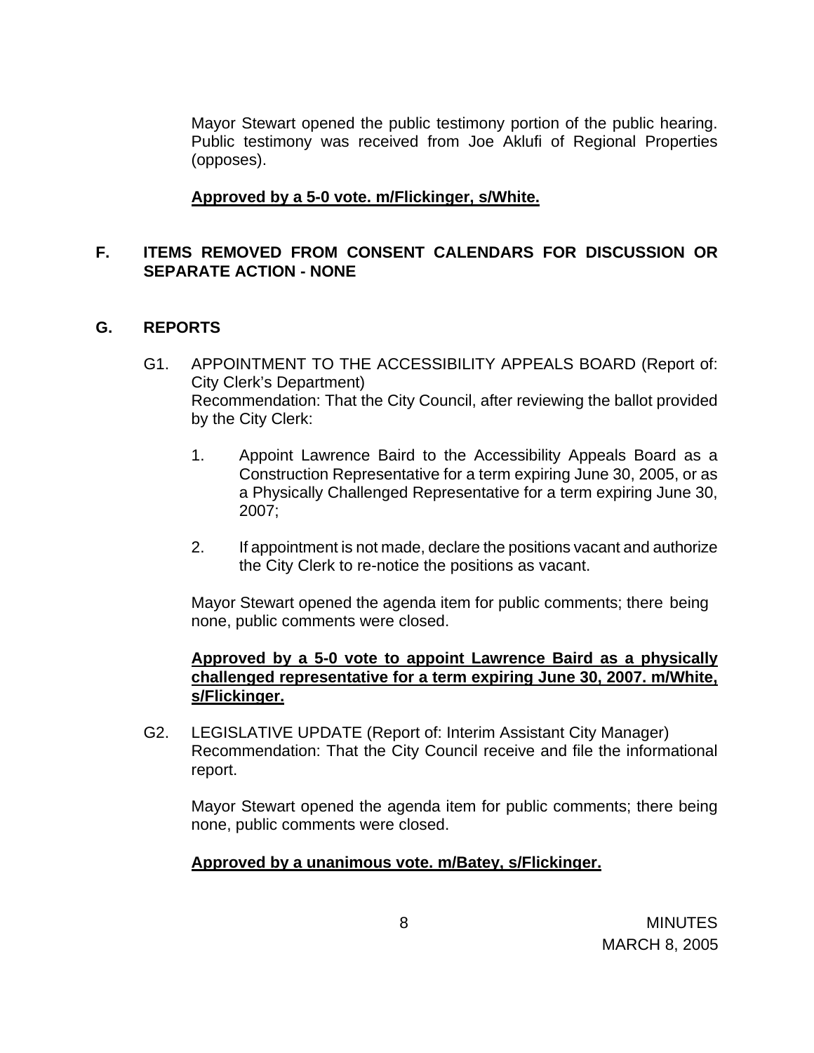Mayor Stewart opened the public testimony portion of the public hearing. Public testimony was received from Joe Aklufi of Regional Properties (opposes).

**Approved by a 5-0 vote. m/Flickinger, s/White.**

## F. ITEMS REMOVED FROM CONSENT CALENDARS FOR DISCUSSION OR SEPARATE ACTION - NONE

## G. REPORTS

G1. APPOINTMENT TO THE ACCESSIBILITY APPEALS BOARD (Report of: City Clerk's Department)
Recommendation: That the City Council, after reviewing the ballot provided by the City Clerk:

1. Appoint Lawrence Baird to the Accessibility Appeals Board as a Construction Representative for a term expiring June 30, 2005, or as a Physically Challenged Representative for a term expiring June 30, 2007;

2. If appointment is not made, declare the positions vacant and authorize the City Clerk to re-notice the positions as vacant.

Mayor Stewart opened the agenda item for public comments; there being none, public comments were closed.

**Approved by a 5-0 vote to appoint Lawrence Baird as a physically challenged representative for a term expiring June 30, 2007. m/White, s/Flickinger.**

G2. LEGISLATIVE UPDATE (Report of: Interim Assistant City Manager)
Recommendation: That the City Council receive and file the informational report.

Mayor Stewart opened the agenda item for public comments; there being none, public comments were closed.

**Approved by a unanimous vote. m/Batey, s/Flickinger.**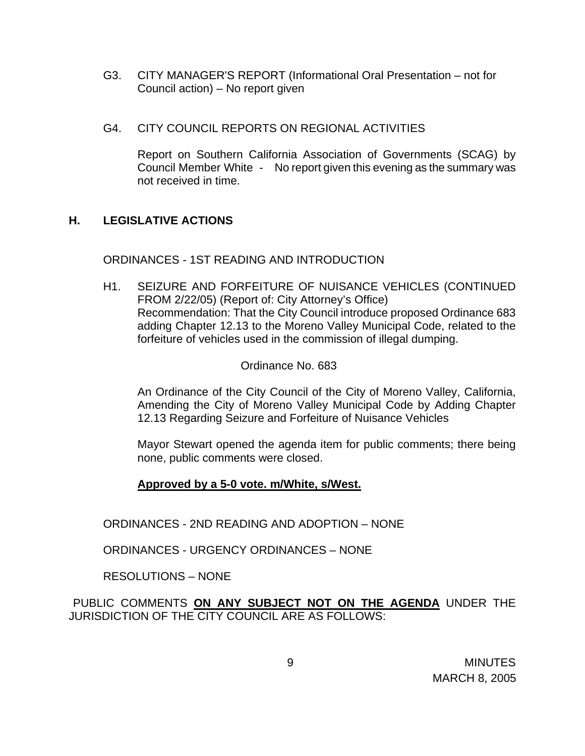G3. CITY MANAGER'S REPORT (Informational Oral Presentation – not for Council action) – No report given

G4. CITY COUNCIL REPORTS ON REGIONAL ACTIVITIES

Report on Southern California Association of Governments (SCAG) by Council Member White - No report given this evening as the summary was not received in time.

## H. LEGISLATIVE ACTIONS

ORDINANCES - 1ST READING AND INTRODUCTION

H1. SEIZURE AND FORFEITURE OF NUISANCE VEHICLES (CONTINUED FROM 2/22/05) (Report of: City Attorney's Office)
Recommendation: That the City Council introduce proposed Ordinance 683 adding Chapter 12.13 to the Moreno Valley Municipal Code, related to the forfeiture of vehicles used in the commission of illegal dumping.

Ordinance No. 683

An Ordinance of the City Council of the City of Moreno Valley, California, Amending the City of Moreno Valley Municipal Code by Adding Chapter 12.13 Regarding Seizure and Forfeiture of Nuisance Vehicles

Mayor Stewart opened the agenda item for public comments; there being none, public comments were closed.

**Approved by a 5-0 vote. m/White, s/West.**

ORDINANCES - 2ND READING AND ADOPTION – NONE

ORDINANCES - URGENCY ORDINANCES – NONE

RESOLUTIONS – NONE

PUBLIC COMMENTS **ON ANY SUBJECT NOT ON THE AGENDA** UNDER THE JURISDICTION OF THE CITY COUNCIL ARE AS FOLLOWS: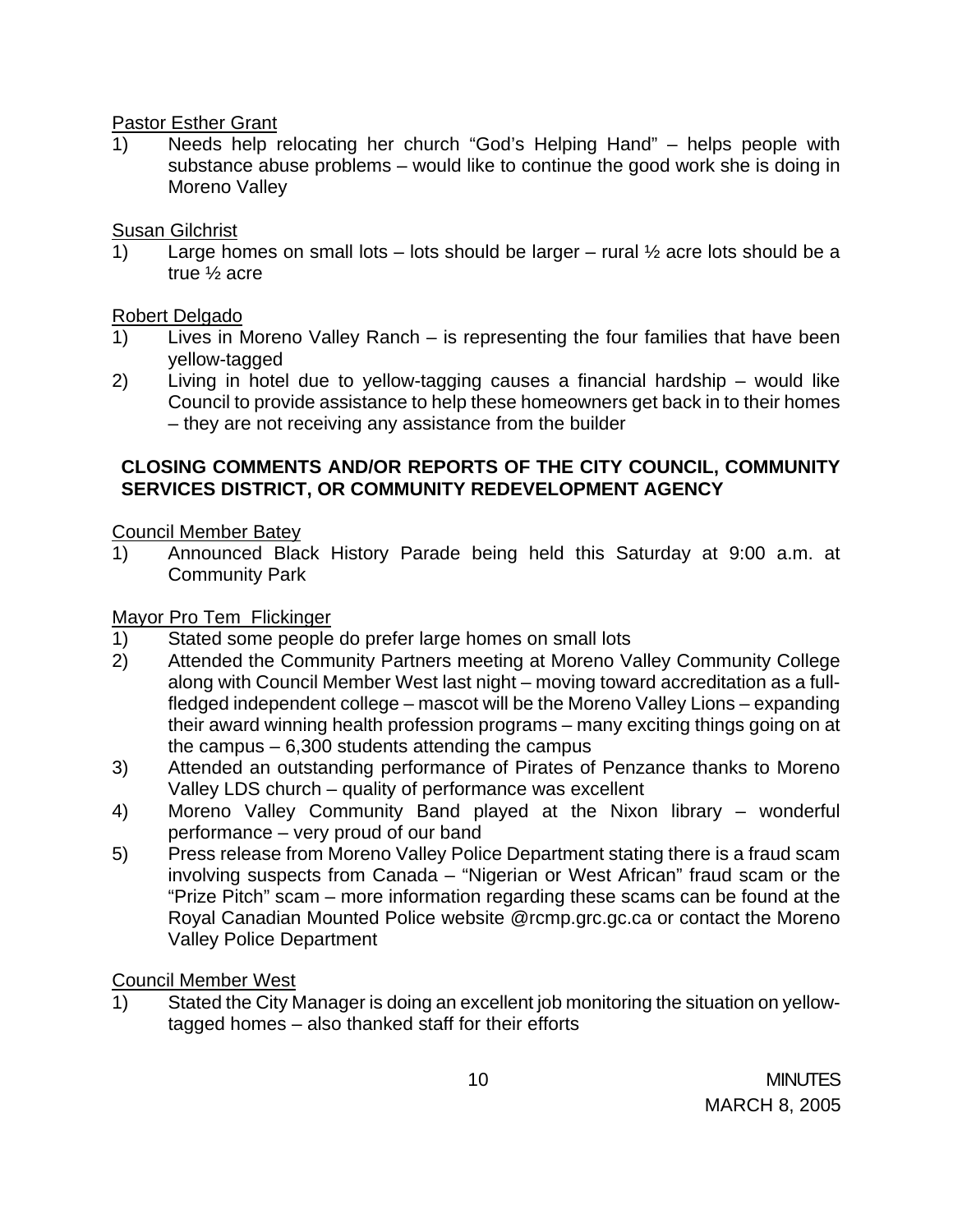Pastor Esther Grant

1) Needs help relocating her church "God's Helping Hand" – helps people with substance abuse problems – would like to continue the good work she is doing in Moreno Valley

Susan Gilchrist

1) Large homes on small lots – lots should be larger – rural ½ acre lots should be a true ½ acre

Robert Delgado

1) Lives in Moreno Valley Ranch – is representing the four families that have been yellow-tagged
2) Living in hotel due to yellow-tagging causes a financial hardship – would like Council to provide assistance to help these homeowners get back in to their homes – they are not receiving any assistance from the builder

**CLOSING COMMENTS AND/OR REPORTS OF THE CITY COUNCIL, COMMUNITY SERVICES DISTRICT, OR COMMUNITY REDEVELOPMENT AGENCY**

Council Member Batey

1) Announced Black History Parade being held this Saturday at 9:00 a.m. at Community Park

Mayor Pro Tem Flickinger

1) Stated some people do prefer large homes on small lots
2) Attended the Community Partners meeting at Moreno Valley Community College along with Council Member West last night – moving toward accreditation as a full-fledged independent college – mascot will be the Moreno Valley Lions – expanding their award winning health profession programs – many exciting things going on at the campus – 6,300 students attending the campus
3) Attended an outstanding performance of Pirates of Penzance thanks to Moreno Valley LDS church – quality of performance was excellent
4) Moreno Valley Community Band played at the Nixon library – wonderful performance – very proud of our band
5) Press release from Moreno Valley Police Department stating there is a fraud scam involving suspects from Canada – "Nigerian or West African" fraud scam or the "Prize Pitch" scam – more information regarding these scams can be found at the Royal Canadian Mounted Police website @rcmp.grc.gc.ca or contact the Moreno Valley Police Department

Council Member West

1) Stated the City Manager is doing an excellent job monitoring the situation on yellow-tagged homes – also thanked staff for their efforts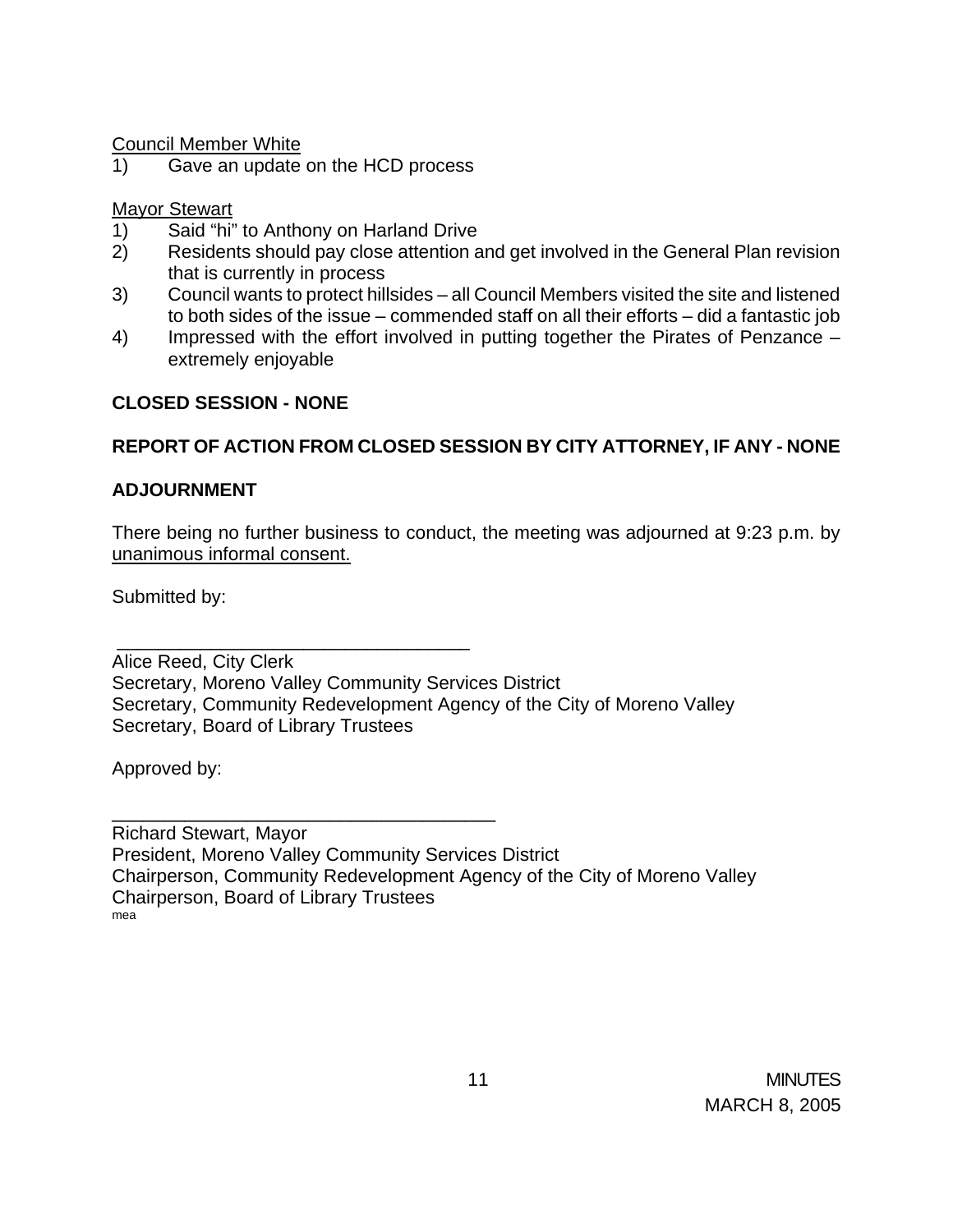Council Member White

1) Gave an update on the HCD process

Mayor Stewart

1) Said "hi" to Anthony on Harland Drive
2) Residents should pay close attention and get involved in the General Plan revision that is currently in process
3) Council wants to protect hillsides – all Council Members visited the site and listened to both sides of the issue – commended staff on all their efforts – did a fantastic job
4) Impressed with the effort involved in putting together the Pirates of Penzance – extremely enjoyable

**CLOSED SESSION - NONE**

**REPORT OF ACTION FROM CLOSED SESSION BY CITY ATTORNEY, IF ANY - NONE**

**ADJOURNMENT**

There being no further business to conduct, the meeting was adjourned at 9:23 p.m. by unanimous informal consent.

Submitted by:

\_\_\_\_\_\_\_\_\_\_\_\_\_\_\_\_\_\_\_\_\_\_\_\_\_\_\_\_\_\_\_\_\_\_\_
Alice Reed, City Clerk
Secretary, Moreno Valley Community Services District
Secretary, Community Redevelopment Agency of the City of Moreno Valley
Secretary, Board of Library Trustees

Approved by:

\_\_\_\_\_\_\_\_\_\_\_\_\_\_\_\_\_\_\_\_\_\_\_\_\_\_\_\_\_\_\_\_\_\_\_
Richard Stewart, Mayor
President, Moreno Valley Community Services District
Chairperson, Community Redevelopment Agency of the City of Moreno Valley
Chairperson, Board of Library Trustees
mea